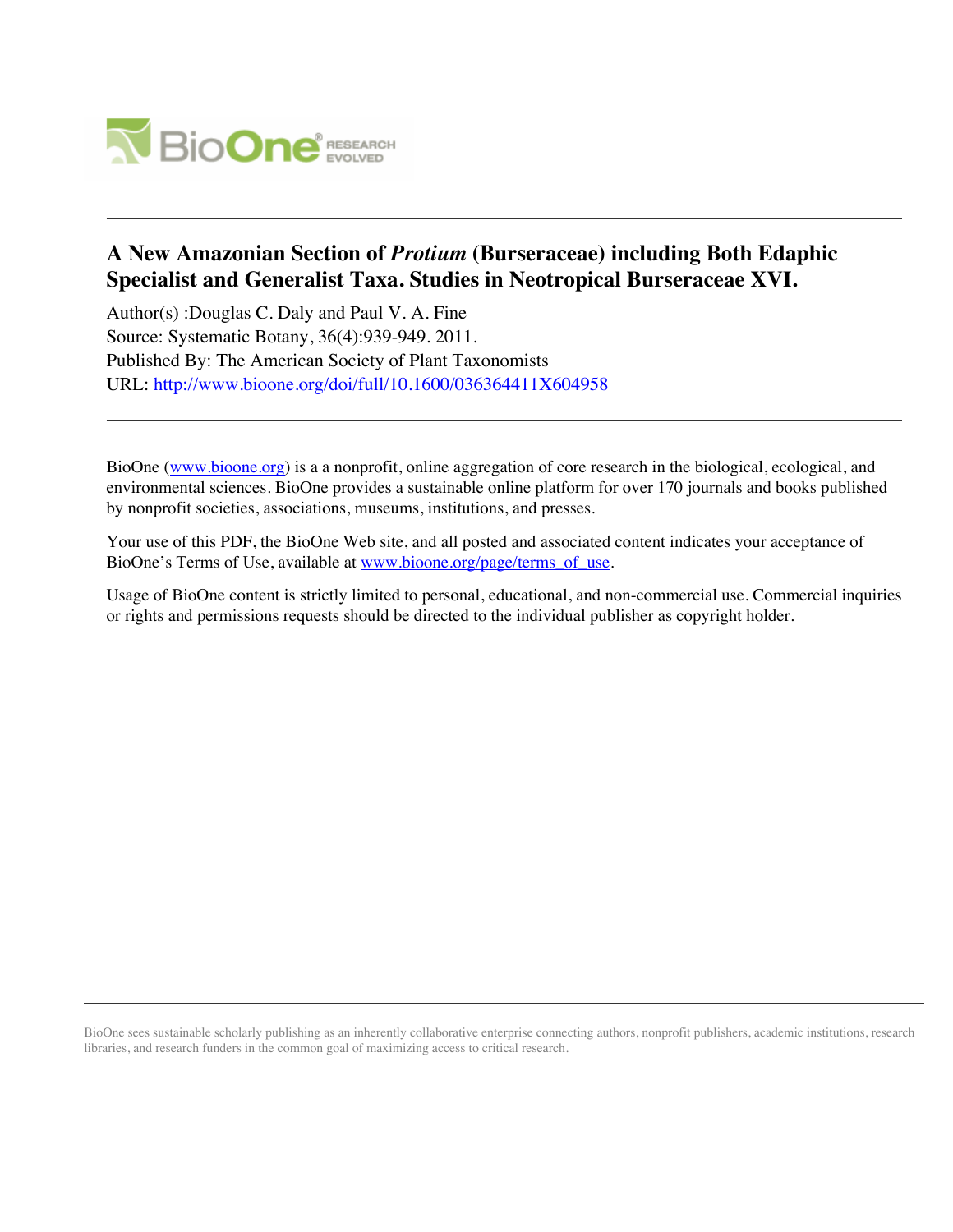# A New Amazonian Section of *Protium* (Burseraceae) including Both Edaphic Specialist and Generalist Taxa. Studies in Neotropical Burseraceae XVI.

Author(s) :Douglas C. Daly and Paul V. A. Fine

Source: Systematic Botany, 36(4):939-949. 2011.

Published By: The American Society of Plant Taxonomists

URL: http://www.bioone.org/doi/full/10.1600/036364411X604958

---

BioOne (www.bioone.org) is a a nonprofit, online aggregation of core research in the biological, ecological, and environmental sciences. BioOne provides a sustainable online platform for over 170 journals and books published by nonprofit societies, associations, museums, institutions, and presses.

Your use of this PDF, the BioOne Web site, and all posted and associated content indicates your acceptance of BioOne's Terms of Use, available at www.bioone.org/page/terms_of_use.

Usage of BioOne content is strictly limited to personal, educational, and non-commercial use. Commercial inquiries or rights and permissions requests should be directed to the individual publisher as copyright holder.

---

BioOne sees sustainable scholarly publishing as an inherently collaborative enterprise connecting authors, nonprofit publishers, academic institutions, research libraries, and research funders in the common goal of maximizing access to critical research.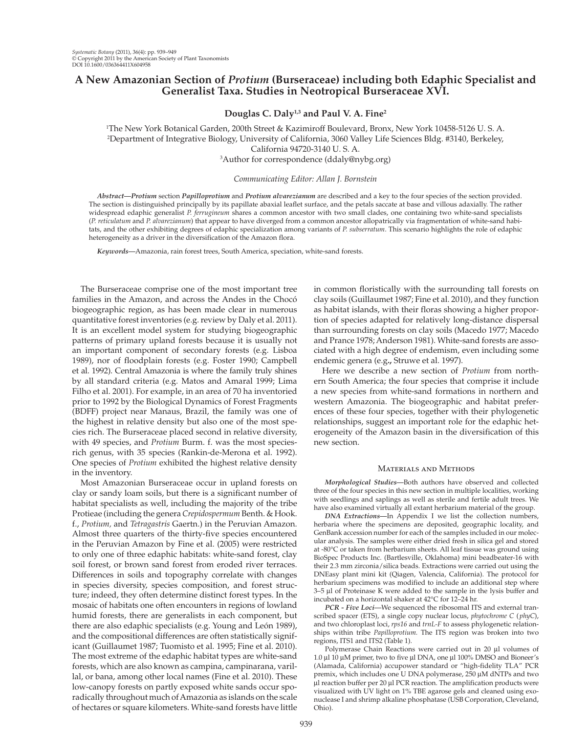# A New Amazonian Section of *Protium* (Burseraceae) including both Edaphic Specialist and Generalist Taxa. Studies in Neotropical Burseraceae XVI.

**Douglas C. Daly[1,3] and Paul V. A. Fine[2]**

[1]The New York Botanical Garden, 200th Street & Kazimiroff Boulevard, Bronx, New York 10458-5126 U. S. A.
[2]Department of Integrative Biology, University of California, 3060 Valley Life Sciences Bldg. #3140, Berkeley, California 94720-3140 U. S. A.
[3]Author for correspondence (ddaly@nybg.org)

*Communicating Editor: Allan J. Bornstein*

***Abstract*—*Protium* section *Papilloprotium* and *Protium alvarezianum*** are described and a key to the four species of the section provided. The section is distinguished principally by its papillate abaxial leaflet surface, and the petals saccate at base and villous adaxially. The rather widespread edaphic generalist *P. ferrugineum* shares a common ancestor with two small clades, one containing two white-sand specialists (*P. reticulatum* and *P. alvarezianum*) that appear to have diverged from a common ancestor allopatrically via fragmentation of white-sand habitats, and the other exhibiting degrees of edaphic specialization among variants of *P. subserratum*. This scenario highlights the role of edaphic heterogeneity as a driver in the diversification of the Amazon flora.

***Keywords*—**Amazonia, rain forest trees, South America, speciation, white-sand forests.

The Burseraceae comprise one of the most important tree families in the Amazon, and across the Andes in the Chocó biogeographic region, as has been made clear in numerous quantitative forest inventories (e.g. review by Daly et al. 2011). It is an excellent model system for studying biogeographic patterns of primary upland forests because it is usually not an important component of secondary forests (e.g. Lisboa 1989), nor of floodplain forests (e.g. Foster 1990; Campbell et al. 1992). Central Amazonia is where the family truly shines by all standard criteria (e.g. Matos and Amaral 1999; Lima Filho et al. 2001). For example, in an area of 70 ha inventoried prior to 1992 by the Biological Dynamics of Forest Fragments (BDFF) project near Manaus, Brazil, the family was one of the highest in relative density but also one of the most species rich. The Burseraceae placed second in relative diversity, with 49 species, and *Protium* Burm. f. was the most species-rich genus, with 35 species (Rankin-de-Merona et al. 1992). One species of *Protium* exhibited the highest relative density in the inventory.

Most Amazonian Burseraceae occur in upland forests on clay or sandy loam soils, but there is a significant number of habitat specialists as well, including the majority of the tribe Protieae (including the genera *Crepidospermum* Benth. & Hook. f., *Protium,* and *Tetragastris* Gaertn.) in the Peruvian Amazon. Almost three quarters of the thirty-five species encountered in the Peruvian Amazon by Fine et al. (2005) were restricted to only one of three edaphic habitats: white-sand forest, clay soil forest, or brown sand forest from eroded river terraces. Differences in soils and topography correlate with changes in species diversity, species composition, and forest structure; indeed, they often determine distinct forest types. In the mosaic of habitats one often encounters in regions of lowland humid forests, there are generalists in each component, but there are also edaphic specialists (e.g. Young and León 1989), and the compositional differences are often statistically significant (Guillaumet 1987; Tuomisto et al. 1995; Fine et al. 2010). The most extreme of the edaphic habitat types are white-sand forests, which are also known as campina, campinarana, varillal, or bana, among other local names (Fine et al. 2010). These low-canopy forests on partly exposed white sands occur sporadically throughout much of Amazonia as islands on the scale of hectares or square kilometers. White-sand forests have little in common floristically with the surrounding tall forests on clay soils (Guillaumet 1987; Fine et al. 2010), and they function as habitat islands, with their floras showing a higher proportion of species adapted for relatively long-distance dispersal than surrounding forests on clay soils (Macedo 1977; Macedo and Prance 1978; Anderson 1981). White-sand forests are associated with a high degree of endemism, even including some endemic genera (e.g**.,** Struwe et al. 1997).

Here we describe a new section of *Protium* from northern South America; the four species that comprise it include a new species from white-sand formations in northern and western Amazonia. The biogeographic and habitat preferences of these four species, together with their phylogenetic relationships, suggest an important role for the edaphic heterogeneity of the Amazon basin in the diversification of this new section.

## Materials and Methods

***Morphological Studies*—**Both authors have observed and collected three of the four species in this new section in multiple localities, working with seedlings and saplings as well as sterile and fertile adult trees. We have also examined virtually all extant herbarium material of the group.

***DNA Extractions*—**In Appendix I we list the collection numbers, herbaria where the specimens are deposited, geographic locality, and GenBank accession number for each of the samples included in our molecular analysis. The samples were either dried fresh in silica gel and stored at -80°C or taken from herbarium sheets. All leaf tissue was ground using BioSpec Products Inc. (Bartlesville, Oklahoma) mini beadbeater-16 with their 2.3 mm zirconia/silica beads. Extractions were carried out using the DNEasy plant mini kit (Qiagen, Valencia, California). The protocol for herbarium specimens was modified to include an additional step where 3–5 µl of Proteinase K were added to the sample in the lysis buffer and incubated on a horizontal shaker at 42°C for 12–24 hr.

***PCR - Five Loci*—**We sequenced the ribosomal ITS and external transcribed spacer (ETS), a single copy nuclear locus, *phytochrome C* (*phyC*), and two chloroplast loci, *rps16* and *trnL-F* to assess phylogenetic relationships within tribe *Papilloprotium.* The ITS region was broken into two regions, ITS1 and ITS2 (Table 1).

Polymerase Chain Reactions were carried out in 20 µl volumes of 1.0 µl 10 µM primer, two to five µl DNA, one µl 100% DMSO and Bioneer's (Alamada, California) accupower standard or "high-fidelity TLA" PCR premix, which includes one U DNA polymerase, 250 µM dNTPs and two µl reaction buffer per 20 µl PCR reaction. The amplification products were visualized with UV light on 1% TBE agarose gels and cleaned using exonuclease I and shrimp alkaline phosphatase (USB Corporation, Cleveland, Ohio).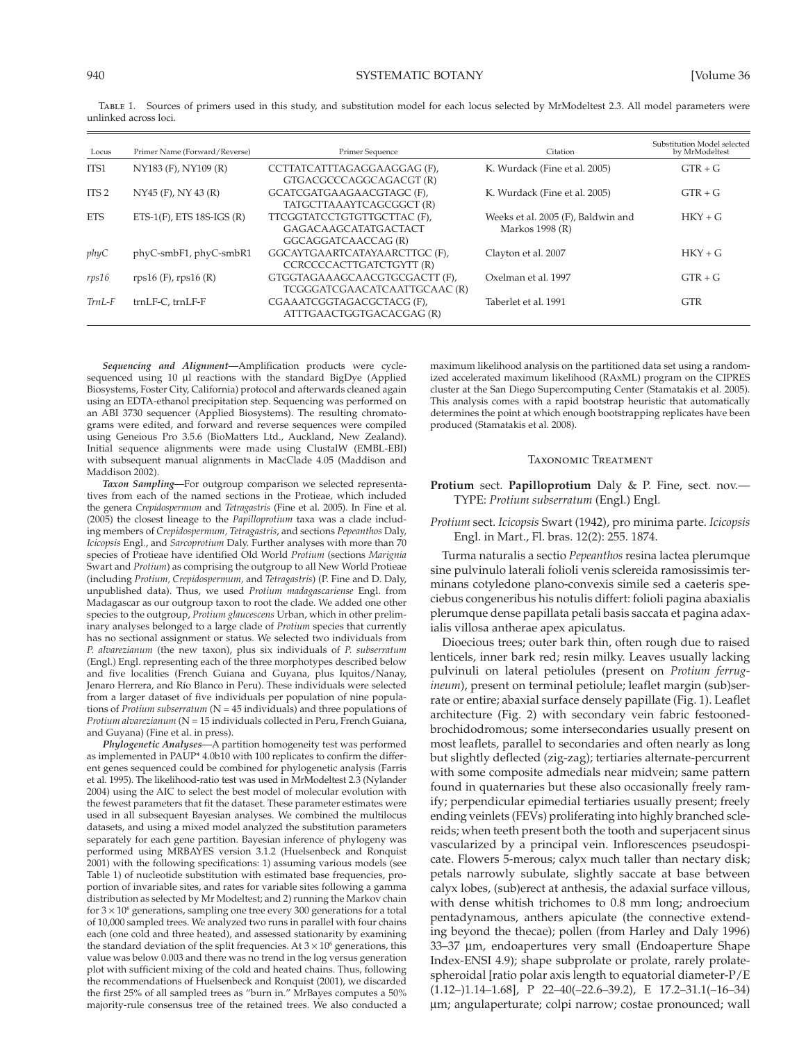Table 1. Sources of primers used in this study, and substitution model for each locus selected by MrModeltest 2.3. All model parameters were unlinked across loci.

| Locus | Primer Name (Forward/Reverse) | Primer Sequence | Citation | Substitution Model selected by MrModeltest |
|---|---|---|---|---|
| ITS1 | NY183 (F), NY109 (R) | CCTTATCATTTAGAGGAAGGAG (F), GTGACGCCCAGGCAGACGT (R) | K. Wurdack (Fine et al. 2005) | GTR + G |
| ITS 2 | NY45 (F), NY 43 (R) | GCATCGATGAAGAACGTAGC (F), TATGCTTAAAYTCAGCGGCT (R) | K. Wurdack (Fine et al. 2005) | GTR + G |
| ETS | ETS-1(F), ETS 18S-IGS (R) | TTCGGTATCCTGTGTTGCTTAC (F), GAGACAAGCATATGACTACT GGCAGGATCAACCAG (R) | Weeks et al. 2005 (F), Baldwin and Markos 1998 (R) | HKY + G |
| *phyC* | phyC-smbF1, phyC-smbR1 | GGCAYTGAARTCATAYAARCTTGC (F), CCRCCCCACTTGATCTGYTT (R) | Clayton et al. 2007 | HKY + G |
| *rps16* | rps16 (F), rps16 (R) | GTGGTAGAAAGCAACGTGCGACTT (F), TCGGGATCGAACATCAATTGCAAC (R) | Oxelman et al. 1997 | GTR + G |
| *TrnL-F* | trnLF-C, trnLF-F | CGAAATCGGTAGACGCTACG (F), ATTTGAACTGGTGACACGAG (R) | Taberlet et al. 1991 | GTR |

***Sequencing and Alignment***—Amplification products were cycle-sequenced using 10 µl reactions with the standard BigDye (Applied Biosystems, Foster City, California) protocol and afterwards cleaned again using an EDTA-ethanol precipitation step. Sequencing was performed on an ABI 3730 sequencer (Applied Biosystems). The resulting chromatograms were edited, and forward and reverse sequences were compiled using Geneious Pro 3.5.6 (BioMatters Ltd., Auckland, New Zealand). Initial sequence alignments were made using ClustalW (EMBL-EBI) with subsequent manual alignments in MacClade 4.05 (Maddison and Maddison 2002).

***Taxon Sampling***—For outgroup comparison we selected representatives from each of the named sections in the Protieae, which included the genera *Crepidospermum* and *Tetragastris* (Fine et al. 2005). In Fine et al. (2005) the closest lineage to the *Papilloprotium* taxa was a clade including members of *Crepidospermum, Tetragastris*, and sections *Pepeanthos* Daly, *Icicopsis* Engl., and *Sarcoprotium* Daly. Further analyses with more than 70 species of Protieae have identified Old World *Protium* (sections *Marignia* Swart and *Protium*) as comprising the outgroup to all New World Protieae (including *Protium, Crepidospermum,* and *Tetragastris*) (P. Fine and D. Daly, unpublished data). Thus, we used *Protium madagascariense* Engl. from Madagascar as our outgroup taxon to root the clade. We added one other species to the outgroup, *Protium glaucescens* Urban, which in other preliminary analyses belonged to a large clade of *Protium* species that currently has no sectional assignment or status. We selected two individuals from *P. alvarezianum* (the new taxon), plus six individuals of *P. subserratum* (Engl.) Engl. representing each of the three morphotypes described below and five localities (French Guiana and Guyana, plus Iquitos/Nanay, Jenaro Herrera, and Río Blanco in Peru). These individuals were selected from a larger dataset of five individuals per population of nine populations of *Protium subserratum* (N = 45 individuals) and three populations of *Protium alvarezianum* (N = 15 individuals collected in Peru, French Guiana, and Guyana) (Fine et al. in press).

***Phylogenetic Analyses***—A partition homogeneity test was performed as implemented in PAUP* 4.0b10 with 100 replicates to confirm the different genes sequenced could be combined for phylogenetic analysis (Farris et al. 1995). The likelihood-ratio test was used in MrModeltest 2.3 (Nylander 2004) using the AIC to select the best model of molecular evolution with the fewest parameters that fit the dataset. These parameter estimates were used in all subsequent Bayesian analyses. We combined the multilocus datasets, and using a mixed model analyzed the substitution parameters separately for each gene partition. Bayesian inference of phylogeny was performed using MRBAYES version 3.1.2 (Huelsenbeck and Ronquist 2001) with the following specifications: 1) assuming various models (see Table 1) of nucleotide substitution with estimated base frequencies, proportion of invariable sites, and rates for variable sites following a gamma distribution as selected by Mr Modeltest; and 2) running the Markov chain for $3 \times 10^6$ generations, sampling one tree every 300 generations for a total of 10,000 sampled trees. We analyzed two runs in parallel with four chains each (one cold and three heated), and assessed stationarity by examining the standard deviation of the split frequencies. At $3 \times 10^6$ generations, this value was below 0.003 and there was no trend in the log versus generation plot with sufficient mixing of the cold and heated chains. Thus, following the recommendations of Huelsenbeck and Ronquist (2001), we discarded the first 25% of all sampled trees as "burn in." MrBayes computes a 50% majority-rule consensus tree of the retained trees. We also conducted a maximum likelihood analysis on the partitioned data set using a randomized accelerated maximum likelihood (RAxML) program on the CIPRES cluster at the San Diego Supercomputing Center (Stamatakis et al. 2005). This analysis comes with a rapid bootstrap heuristic that automatically determines the point at which enough bootstrapping replicates have been produced (Stamatakis et al. 2008).

## Taxonomic Treatment

**Protium** sect. **Papilloprotium** Daly & P. Fine, sect. nov.— TYPE: *Protium subserratum* (Engl.) Engl.

*Protium* sect. *Icicopsis* Swart (1942), pro minima parte. *Icicopsis* Engl. in Mart., Fl. bras. 12(2): 255. 1874.

Turma naturalis a sectio *Pepeanthos* resina lactea plerumque sine pulvinulo laterali folioli venis sclereida ramosissimis terminans cotyledone plano-convexis simile sed a caeteris speciebus congeneribus his notulis differt: folioli pagina abaxialis plerumque dense papillata petali basis saccata et pagina adaxialis villosa antherae apex apiculatus.

Dioecious trees; outer bark thin, often rough due to raised lenticels, inner bark red; resin milky. Leaves usually lacking pulvinuli on lateral petiolules (present on *Protium ferrugineum*), present on terminal petiolule; leaflet margin (sub)serrate or entire; abaxial surface densely papillate (Fig. 1). Leaflet architecture (Fig. 2) with secondary vein fabric festooned-brochidodromous; some intersecondaries usually present on most leaflets, parallel to secondaries and often nearly as long but slightly deflected (zig-zag); tertiaries alternate-percurrent with some composite admedials near midvein; same pattern found in quaternaries but these also occasionally freely ramify; perpendicular epimedial tertiaries usually present; freely ending veinlets (FEVs) proliferating into highly branched sclereids; when teeth present both the tooth and superjacent sinus vascularized by a principal vein. Inflorescences pseudospicate. Flowers 5-merous; calyx much taller than nectary disk; petals narrowly subulate, slightly saccate at base between calyx lobes, (sub)erect at anthesis, the adaxial surface villous, with dense whitish trichomes to 0.8 mm long; androecium pentadynamous, anthers apiculate (the connective extending beyond the thecae); pollen (from Harley and Daly 1996) 33–37 µm, endoapertures very small (Endoaperture Shape Index-ENSI 4.9); shape subprolate or prolate, rarely prolate-spheroidal [ratio polar axis length to equatorial diameter-P/E (1.12–)1.14–1.68], P 22–40(–22.6–39.2), E 17.2–31.1(–16–34) µm; angulaperturate; colpi narrow; costae pronounced; wall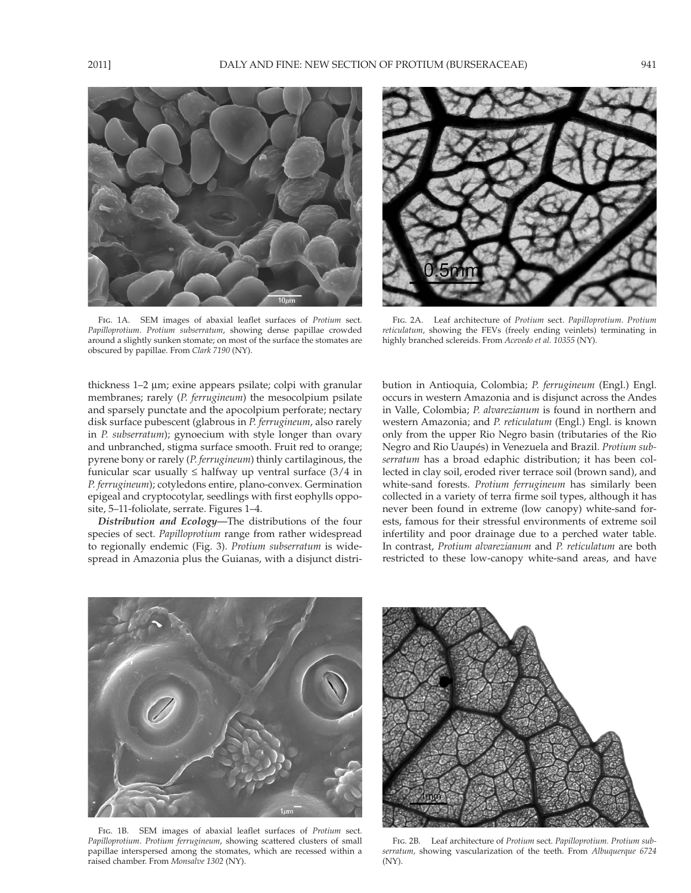Fig. 1A. SEM images of abaxial leaflet surfaces of *Protium* sect. *Papilloprotium*. *Protium subserratum*, showing dense papillae crowded around a slightly sunken stomate; on most of the surface the stomates are obscured by papillae. From *Clark 7190* (NY).

Fig. 2A. Leaf architecture of *Protium* sect. *Papilloprotium*. *Protium reticulatum*, showing the FEVs (freely ending veinlets) terminating in highly branched sclereids. From *Acevedo et al. 10355* (NY).

thickness 1–2 μm; exine appears psilate; colpi with granular membranes; rarely (*P. ferrugineum*) the mesocolpium psilate and sparsely punctate and the apocolpium perforate; nectary disk surface pubescent (glabrous in *P. ferrugineum*, also rarely in *P. subserratum*); gynoecium with style longer than ovary and unbranched, stigma surface smooth. Fruit red to orange; pyrene bony or rarely (*P. ferrugineum*) thinly cartilaginous, the funicular scar usually ≤ halfway up ventral surface (3/4 in *P. ferrugineum*); cotyledons entire, plano-convex. Germination epigeal and cryptocotylar, seedlings with first eophylls opposite, 5–11-foliolate, serrate. Figures 1–4.

***Distribution and Ecology***—The distributions of the four species of sect. *Papilloprotium* range from rather widespread to regionally endemic (Fig. 3). *Protium subserratum* is widespread in Amazonia plus the Guianas, with a disjunct distribution in Antioquia, Colombia; *P. ferrugineum* (Engl.) Engl. occurs in western Amazonia and is disjunct across the Andes in Valle, Colombia; *P. alvarezianum* is found in northern and western Amazonia; and *P. reticulatum* (Engl.) Engl. is known only from the upper Rio Negro basin (tributaries of the Rio Negro and Rio Uaupés) in Venezuela and Brazil. *Protium subserratum* has a broad edaphic distribution; it has been collected in clay soil, eroded river terrace soil (brown sand), and white-sand forests. *Protium ferrugineum* has similarly been collected in a variety of terra firme soil types, although it has never been found in extreme (low canopy) white-sand forests, famous for their stressful environments of extreme soil infertility and poor drainage due to a perched water table. In contrast, *Protium alvarezianum* and *P. reticulatum* are both restricted to these low-canopy white-sand areas, and have

Fig. 1B. SEM images of abaxial leaflet surfaces of *Protium* sect. *Papilloprotium*. *Protium ferrugineum*, showing scattered clusters of small papillae interspersed among the stomates, which are recessed within a raised chamber. From *Monsalve 1302* (NY).

Fig. 2B. Leaf architecture of *Protium* sect. *Papilloprotium*. *Protium subserratum*, showing vascularization of the teeth. From *Albuquerque 6724* (NY).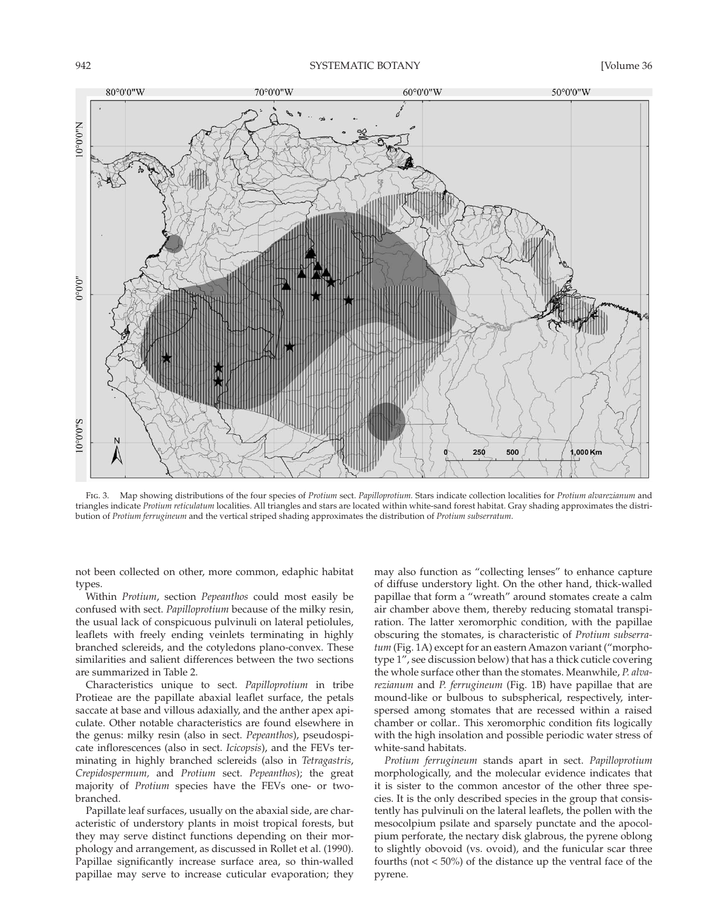Fig. 3. Map showing distributions of the four species of *Protium* sect. *Papilloprotium*. Stars indicate collection localities for *Protium alvarezianum* and triangles indicate *Protium reticulatum* localities. All triangles and stars are located within white-sand forest habitat. Gray shading approximates the distribution of *Protium ferrugineum* and the vertical striped shading approximates the distribution of *Protium subserratum*.

not been collected on other, more common, edaphic habitat types.

Within *Protium*, section *Pepeanthos* could most easily be confused with sect. *Papilloprotium* because of the milky resin, the usual lack of conspicuous pulvinuli on lateral petiolules, leaflets with freely ending veinlets terminating in highly branched sclereids, and the cotyledons plano-convex. These similarities and salient differences between the two sections are summarized in Table 2.

Characteristics unique to sect. *Papilloprotium* in tribe Protieae are the papillate abaxial leaflet surface, the petals saccate at base and villous adaxially, and the anther apex apiculate. Other notable characteristics are found elsewhere in the genus: milky resin (also in sect. *Pepeanthos*), pseudospicate inflorescences (also in sect. *Icicopsis*), and the FEVs terminating in highly branched sclereids (also in *Tetragastris*, *Crepidospermum*, and *Protium* sect. *Pepeanthos*); the great majority of *Protium* species have the FEVs one- or two-branched.

Papillate leaf surfaces, usually on the abaxial side, are characteristic of understory plants in moist tropical forests, but they may serve distinct functions depending on their morphology and arrangement, as discussed in Rollet et al. (1990). Papillae significantly increase surface area, so thin-walled papillae may serve to increase cuticular evaporation; they may also function as "collecting lenses" to enhance capture of diffuse understory light. On the other hand, thick-walled papillae that form a "wreath" around stomates create a calm air chamber above them, thereby reducing stomatal transpiration. The latter xeromorphic condition, with the papillae obscuring the stomates, is characteristic of *Protium subserratum* (Fig. 1A) except for an eastern Amazon variant ("morphotype 1", see discussion below) that has a thick cuticle covering the whole surface other than the stomates. Meanwhile, *P. alvarezianum* and *P. ferrugineum* (Fig. 1B) have papillae that are mound-like or bulbous to subspherical, respectively, interspersed among stomates that are recessed within a raised chamber or collar.. This xeromorphic condition fits logically with the high insolation and possible periodic water stress of white-sand habitats.

*Protium ferrugineum* stands apart in sect. *Papilloprotium* morphologically, and the molecular evidence indicates that it is sister to the common ancestor of the other three species. It is the only described species in the group that consistently has pulvinuli on the lateral leaflets, the pollen with the mesocolpium psilate and sparsely punctate and the apocolpium perforate, the nectary disk glabrous, the pyrene oblong to slightly obovoid (vs. ovoid), and the funicular scar three fourths (not < 50%) of the distance up the ventral face of the pyrene.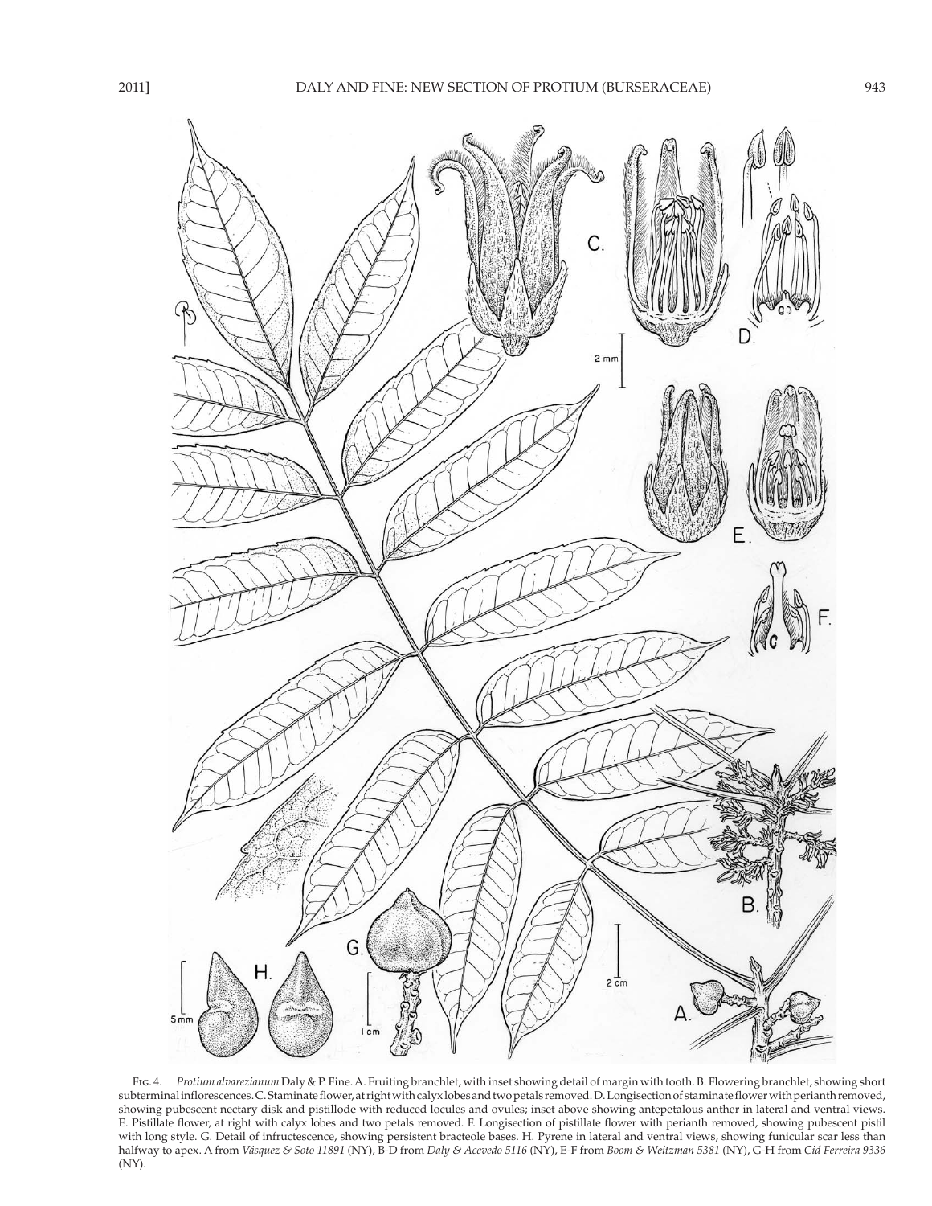Fig. 4. *Protium alvarezianum* Daly & P. Fine. A. Fruiting branchlet, with inset showing detail of margin with tooth. B. Flowering branchlet, showing short subterminal inflorescences. C. Staminate flower, at right with calyx lobes and two petals removed. D. Longisection of staminate flower with perianth removed, showing pubescent nectary disk and pistillode with reduced locules and ovules; inset above showing antepetalous anther in lateral and ventral views. E. Pistillate flower, at right with calyx lobes and two petals removed. F. Longisection of pistillate flower with perianth removed, showing pubescent pistil with long style. G. Detail of infructescence, showing persistent bracteole bases. H. Pyrene in lateral and ventral views, showing funicular scar less than halfway to apex. A from *Vásquez & Soto 11891* (NY), B-D from *Daly & Acevedo 5116* (NY), E-F from *Boom & Weitzman 5381* (NY), G-H from *Cid Ferreira 9336* (NY).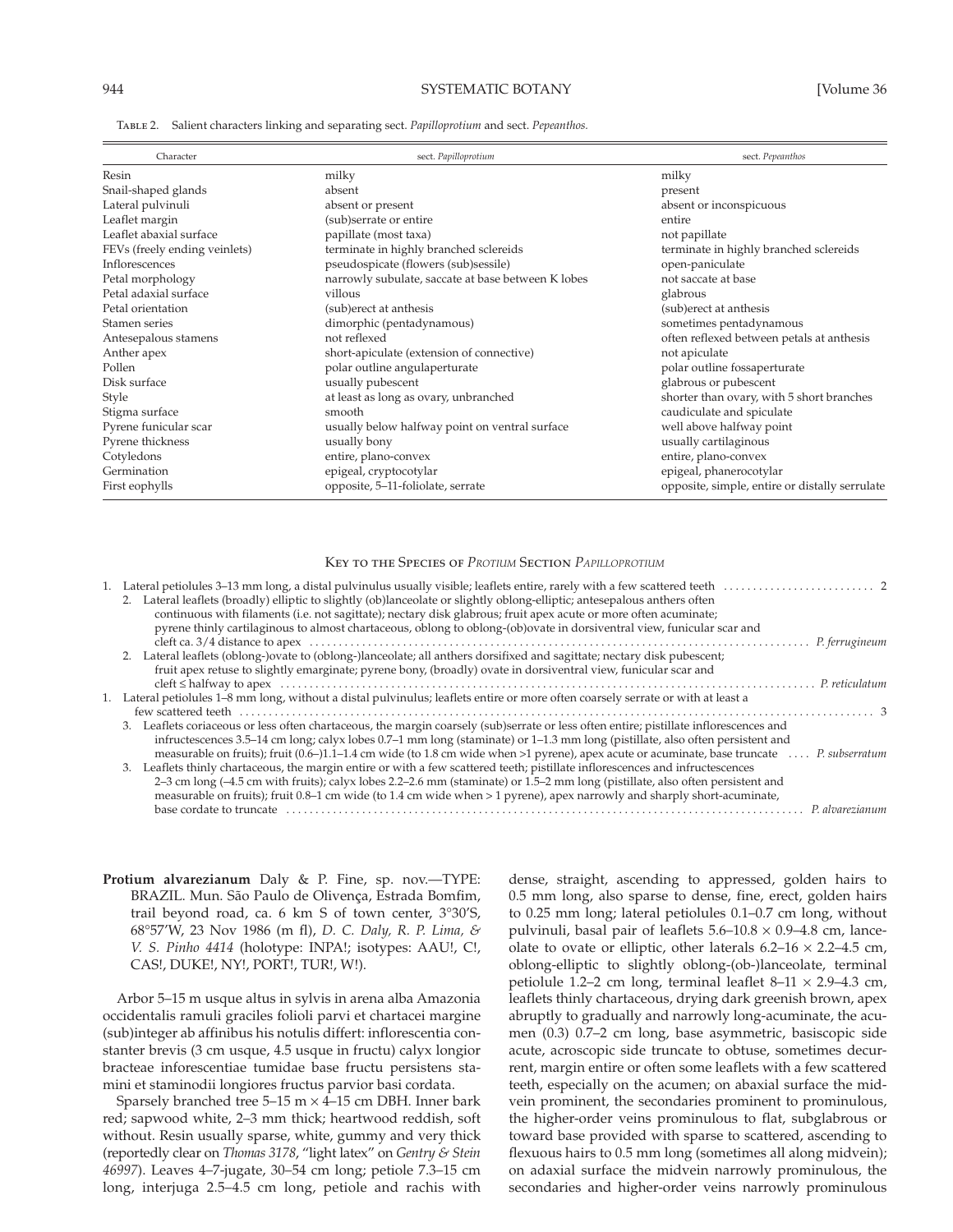Table 2. Salient characters linking and separating sect. *Papilloprotium* and sect. *Pepeanthos.*

| Character | sect. *Papilloprotium* | sect. *Pepeanthos* |
|---|---|---|
| Resin | milky | milky |
| Snail-shaped glands | absent | present |
| Lateral pulvinuli | absent or present | absent or inconspicuous |
| Leaflet margin | (sub)serrate or entire | entire |
| Leaflet abaxial surface | papillate (most taxa) | not papillate |
| FEVs (freely ending veinlets) | terminate in highly branched sclereids | terminate in highly branched sclereids |
| Inflorescences | pseudospicate (flowers (sub)sessile) | open-paniculate |
| Petal morphology | narrowly subulate, saccate at base between K lobes | not saccate at base |
| Petal adaxial surface | villous | glabrous |
| Petal orientation | (sub)erect at anthesis | (sub)erect at anthesis |
| Stamen series | dimorphic (pentadynamous) | sometimes pentadynamous |
| Antesepalous stamens | not reflexed | often reflexed between petals at anthesis |
| Anther apex | short-apiculate (extension of connective) | not apiculate |
| Pollen | polar outline angulaperturate | polar outline fossaperturate |
| Disk surface | usually pubescent | glabrous or pubescent |
| Style | at least as long as ovary, unbranched | shorter than ovary, with 5 short branches |
| Stigma surface | smooth | caudiculate and spiculate |
| Pyrene funicular scar | usually below halfway point on ventral surface | well above halfway point |
| Pyrene thickness | usually bony | usually cartilaginous |
| Cotyledons | entire, plano-convex | entire, plano-convex |
| Germination | epigeal, cryptocotylar | epigeal, phanerocotylar |
| First eophylls | opposite, 5–11-foliolate, serrate | opposite, simple, entire or distally serrulate |

## Key to the Species of *Protium* Section *Papilloprotium*

1. Lateral petiolules 3–13 mm long, a distal pulvinulus usually visible; leaflets entire, rarely with a few scattered teeth ........ 2
   2. Lateral leaflets (broadly) elliptic to slightly (ob)lanceolate or slightly oblong-elliptic; antesepalous anthers often continuous with filaments (i.e. not sagittate); nectary disk glabrous; fruit apex acute or more often acuminate; pyrene thinly cartilaginous to almost chartaceous, oblong to oblong-(ob)ovate in dorsiventral view, funicular scar and cleft ca. 3/4 distance to apex ........ *P. ferrugineum*
   2. Lateral leaflets (oblong-)ovate to (oblong-)lanceolate; all anthers dorsifixed and sagittate; nectary disk pubescent; fruit apex retuse to slightly emarginate; pyrene bony, (broadly) ovate in dorsiventral view, funicular scar and cleft ≤ halfway to apex ........ *P. reticulatum*
1. Lateral petiolules 1–8 mm long, without a distal pulvinulus; leaflets entire or more often coarsely serrate or with at least a few scattered teeth ........ 3
   3. Leaflets coriaceous or less often chartaceous, the margin coarsely (sub)serrate or less often entire; pistillate inflorescences and infructescences 3.5–14 cm long; calyx lobes 0.7–1 mm long (staminate) or 1–1.3 mm long (pistillate, also often persistent and measurable on fruits); fruit (0.6–)1.1–1.4 cm wide (to 1.8 cm wide when >1 pyrene), apex acute or acuminate, base truncate .... *P. subserratum*
   3. Leaflets thinly chartaceous, the margin entire or with a few scattered teeth; pistillate inflorescences and infructescences 2–3 cm long (–4.5 cm with fruits); calyx lobes 2.2–2.6 mm (staminate) or 1.5–2 mm long (pistillate, also often persistent and measurable on fruits); fruit 0.8–1 cm wide (to 1.4 cm wide when > 1 pyrene), apex narrowly and sharply short-acuminate, base cordate to truncate ........ *P. alvarezianum*

**Protium alvarezianum** Daly & P. Fine, sp. nov.—TYPE: BRAZIL. Mun. São Paulo de Olivença, Estrada Bomfim, trail beyond road, ca. 6 km S of town center, 3°30′S, 68°57′W, 23 Nov 1986 (m fl), *D. C. Daly, R. P. Lima, & V. S. Pinho 4414* (holotype: INPA!; isotypes: AAU!, C!, CAS!, DUKE!, NY!, PORT!, TUR!, W!).

Arbor 5–15 m usque altus in sylvis in arena alba Amazonia occidentalis ramuli graciles folioli parvi et chartacei margine (sub)integer ab affinibus his notulis differt: inflorescentia constanter brevis (3 cm usque, 4.5 usque in fructu) calyx longior bracteae inforescentiae tumidae base fructu persistens stamini et staminodii longiores fructus parvior basi cordata.

Sparsely branched tree 5–15 m × 4–15 cm DBH. Inner bark red; sapwood white, 2–3 mm thick; heartwood reddish, soft without. Resin usually sparse, white, gummy and very thick (reportedly clear on *Thomas 3178*, "light latex" on *Gentry & Stein 46997*). Leaves 4–7-jugate, 30–54 cm long; petiole 7.3–15 cm long, interjuga 2.5–4.5 cm long, petiole and rachis with dense, straight, ascending to appressed, golden hairs to 0.5 mm long, also sparse to dense, fine, erect, golden hairs to 0.25 mm long; lateral petiolules 0.1–0.7 cm long, without pulvinuli, basal pair of leaflets 5.6–10.8 × 0.9–4.8 cm, lanceolate to ovate or elliptic, other laterals 6.2–16 × 2.2–4.5 cm, oblong-elliptic to slightly oblong-(ob-)lanceolate, terminal petiolule 1.2–2 cm long, terminal leaflet 8–11 × 2.9–4.3 cm, leaflets thinly chartaceous, drying dark greenish brown, apex abruptly to gradually and narrowly long-acuminate, the acumen (0.3) 0.7–2 cm long, base asymmetric, basiscopic side acute, acroscopic side truncate to obtuse, sometimes decurrent, margin entire or often some leaflets with a few scattered teeth, especially on the acumen; on abaxial surface the midvein prominent, the secondaries prominent to prominulous, the higher-order veins prominulous to flat, subglabrous or toward base provided with sparse to scattered, ascending to flexuous hairs to 0.5 mm long (sometimes all along midvein); on adaxial surface the midvein narrowly prominulous, the secondaries and higher-order veins narrowly prominulous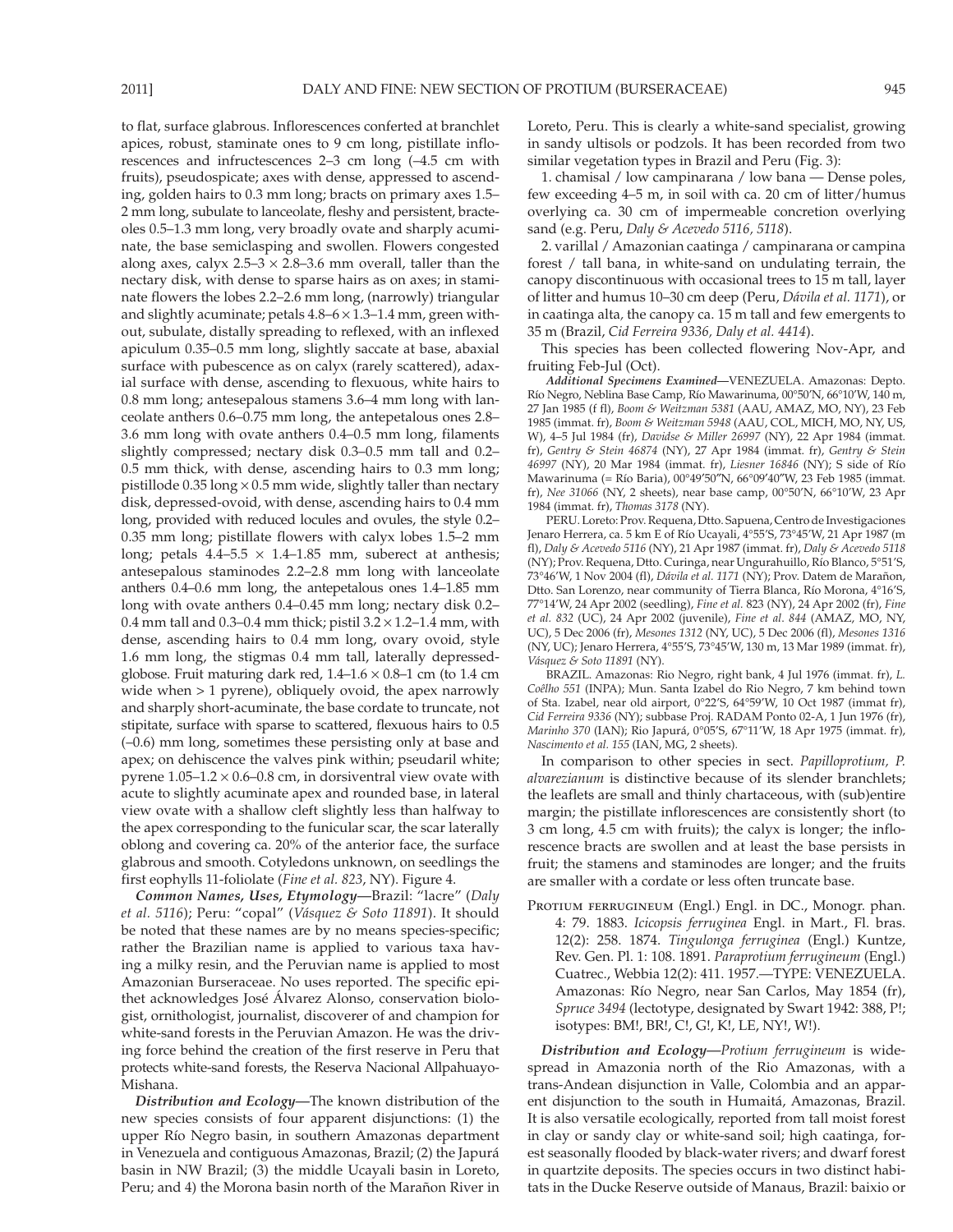to flat, surface glabrous. Inflorescences conferted at branchlet apices, robust, staminate ones to 9 cm long, pistillate inflorescences and infructescences 2–3 cm long (–4.5 cm with fruits), pseudospicate; axes with dense, appressed to ascending, golden hairs to 0.3 mm long; bracts on primary axes 1.5–2 mm long, subulate to lanceolate, fleshy and persistent, bracteoles 0.5–1.3 mm long, very broadly ovate and sharply acuminate, the base semiclasping and swollen. Flowers congested along axes, calyx 2.5–3 × 2.8–3.6 mm overall, taller than the nectary disk, with dense to sparse hairs as on axes; in staminate flowers the lobes 2.2–2.6 mm long, (narrowly) triangular and slightly acuminate; petals 4.8–6 × 1.3–1.4 mm, green without, subulate, distally spreading to reflexed, with an inflexed apiculum 0.35–0.5 mm long, slightly saccate at base, abaxial surface with pubescence as on calyx (rarely scattered), adaxial surface with dense, ascending to flexuous, white hairs to 0.8 mm long; antesepalous stamens 3.6–4 mm long with lanceolate anthers 0.6–0.75 mm long, the antepetalous ones 2.8–3.6 mm long with ovate anthers 0.4–0.5 mm long, filaments slightly compressed; nectary disk 0.3–0.5 mm tall and 0.2–0.5 mm thick, with dense, ascending hairs to 0.3 mm long; pistillode 0.35 long × 0.5 mm wide, slightly taller than nectary disk, depressed-ovoid, with dense, ascending hairs to 0.4 mm long, provided with reduced locules and ovules, the style 0.2–0.35 mm long; pistillate flowers with calyx lobes 1.5–2 mm long; petals 4.4–5.5 × 1.4–1.85 mm, suberect at anthesis; antesepalous staminodes 2.2–2.8 mm long with lanceolate anthers 0.4–0.6 mm long, the antepetalous ones 1.4–1.85 mm long with ovate anthers 0.4–0.45 mm long; nectary disk 0.2–0.4 mm tall and 0.3–0.4 mm thick; pistil 3.2 × 1.2–1.4 mm, with dense, ascending hairs to 0.4 mm long, ovary ovoid, style 1.6 mm long, the stigmas 0.4 mm tall, laterally depressed-globose. Fruit maturing dark red, 1.4–1.6 × 0.8–1 cm (to 1.4 cm wide when > 1 pyrene), obliquely ovoid, the apex narrowly and sharply short-acuminate, the base cordate to truncate, not stipitate, surface with sparse to scattered, flexuous hairs to 0.5 (–0.6) mm long, sometimes these persisting only at base and apex; on dehiscence the valves pink within; pseudaril white; pyrene 1.05–1.2 × 0.6–0.8 cm, in dorsiventral view ovate with acute to slightly acuminate apex and rounded base, in lateral view ovate with a shallow cleft slightly less than halfway to the apex corresponding to the funicular scar, the scar laterally oblong and covering ca. 20% of the anterior face, the surface glabrous and smooth. Cotyledons unknown, on seedlings the first eophylls 11-foliolate (*Fine et al. 823*, NY). Figure 4.

***Common Names, Uses, Etymology***—Brazil: "lacre" (*Daly et al. 5116*); Peru: "copal" (*Vásquez & Soto 11891*). It should be noted that these names are by no means species-specific; rather the Brazilian name is applied to various taxa having a milky resin, and the Peruvian name is applied to most Amazonian Burseraceae. No uses reported. The specific epithet acknowledges José Álvarez Alonso, conservation biologist, ornithologist, journalist, discoverer of and champion for white-sand forests in the Peruvian Amazon. He was the driving force behind the creation of the first reserve in Peru that protects white-sand forests, the Reserva Nacional Allpahuayo-Mishana.

***Distribution and Ecology***—The known distribution of the new species consists of four apparent disjunctions: (1) the upper Río Negro basin, in southern Amazonas department in Venezuela and contiguous Amazonas, Brazil; (2) the Japurá basin in NW Brazil; (3) the middle Ucayali basin in Loreto, Peru; and 4) the Morona basin north of the Marañon River in Loreto, Peru. This is clearly a white-sand specialist, growing in sandy ultisols or podzols. It has been recorded from two similar vegetation types in Brazil and Peru (Fig. 3):

1. chamisal / low campinarana / low bana — Dense poles, few exceeding 4–5 m, in soil with ca. 20 cm of litter/humus overlying ca. 30 cm of impermeable concretion overlying sand (e.g. Peru, *Daly & Acevedo 5116, 5118*).

2. varillal / Amazonian caatinga / campinarana or campina forest / tall bana, in white-sand on undulating terrain, the canopy discontinuous with occasional trees to 15 m tall, layer of litter and humus 10–30 cm deep (Peru, *Dávila et al. 1171*), or in caatinga alta, the canopy ca. 15 m tall and few emergents to 35 m (Brazil, *Cid Ferreira 9336, Daly et al. 4414*).

This species has been collected flowering Nov-Apr, and fruiting Feb-Jul (Oct).

***Additional Specimens Examined***—VENEZUELA. Amazonas: Depto. Río Negro, Neblina Base Camp, Río Mawarinuma, 00°50′N, 66°10′W, 140 m, 27 Jan 1985 (f fl), *Boom & Weitzman 5381* (AAU, AMAZ, MO, NY), 23 Feb 1985 (immat. fr), *Boom & Weitzman 5948* (AAU, COL, MICH, MO, NY, US, W), 4–5 Jul 1984 (fr), *Davidse & Miller 26997* (NY), 22 Apr 1984 (immat. fr), *Gentry & Stein 46874* (NY), 27 Apr 1984 (immat. fr), *Gentry & Stein 46997* (NY), 20 Mar 1984 (immat. fr), *Liesner 16846* (NY); S side of Río Mawarinuma (= Río Baria), 00°49′50″N, 66°09′40″W, 23 Feb 1985 (immat. fr), *Nee 31066* (NY, 2 sheets), near base camp, 00°50′N, 66°10′W, 23 Apr 1984 (immat. fr), *Thomas 3178* (NY).

PERU. Loreto: Prov. Requena, Dtto. Sapuena, Centro de Investigaciones Jenaro Herrera, ca. 5 km E of Río Ucayali, 4°55′S, 73°45′W, 21 Apr 1987 (m fl), *Daly & Acevedo 5116* (NY), 21 Apr 1987 (immat. fr), *Daly & Acevedo 5118* (NY); Prov. Requena, Dtto. Curinga, near Ungurahuillo, Río Blanco, 5°51′S, 73°46′W, 1 Nov 2004 (fl), *Dávila et al. 1171* (NY); Prov. Datem de Marañon, Dtto. San Lorenzo, near community of Tierra Blanca, Río Morona, 4°16′S, 77°14′W, 24 Apr 2002 (seedling), *Fine et al. 823* (NY), 24 Apr 2002 (fr), *Fine et al. 832* (UC), 24 Apr 2002 (juvenile), *Fine et al. 844* (AMAZ, MO, NY, UC), 5 Dec 2006 (fr), *Mesones 1312* (NY, UC), 5 Dec 2006 (fl), *Mesones 1316* (NY, UC); Jenaro Herrera, 4°55′S, 73°45′W, 130 m, 13 Mar 1989 (immat. fr), *Vásquez & Soto 11891* (NY).

BRAZIL. Amazonas: Rio Negro, right bank, 4 Jul 1976 (immat. fr), *L. Coêlho 551* (INPA); Mun. Santa Izabel do Rio Negro, 7 km behind town of Sta. Izabel, near old airport, 0°22′S, 64°59′W, 10 Oct 1987 (immat fr), *Cid Ferreira 9336* (NY); subbase Proj. RADAM Ponto 02-A, 1 Jun 1976 (fr), *Marinho 370* (IAN); Rio Japurá, 0°05′S, 67°11′W, 18 Apr 1975 (immat. fr), *Nascimento et al. 155* (IAN, MG, 2 sheets).

In comparison to other species in sect. *Papilloprotium, P. alvarezianum* is distinctive because of its slender branchlets; the leaflets are small and thinly chartaceous, with (sub)entire margin; the pistillate inflorescences are consistently short (to 3 cm long, 4.5 cm with fruits); the calyx is longer; the inflorescence bracts are swollen and at least the base persists in fruit; the stamens and staminodes are longer; and the fruits are smaller with a cordate or less often truncate base.

PROTIUM FERRUGINEUM (Engl.) Engl. in DC., Monogr. phan. 4: 79. 1883. *Icicopsis ferruginea* Engl. in Mart., Fl. bras. 12(2): 258. 1874. *Tingulonga ferruginea* (Engl.) Kuntze, Rev. Gen. Pl. 1: 108. 1891. *Paraprotium ferrugineum* (Engl.) Cuatrec., Webbia 12(2): 411. 1957.—TYPE: VENEZUELA. Amazonas: Río Negro, near San Carlos, May 1854 (fr), *Spruce 3494* (lectotype, designated by Swart 1942: 388, P!; isotypes: BM!, BR!, C!, G!, K!, LE, NY!, W!).

***Distribution and Ecology***—*Protium ferrugineum* is widespread in Amazonia north of the Rio Amazonas, with a trans-Andean disjunction in Valle, Colombia and an apparent disjunction to the south in Humaitá, Amazonas, Brazil. It is also versatile ecologically, reported from tall moist forest in clay or sandy clay or white-sand soil; high caatinga, forest seasonally flooded by black-water rivers; and dwarf forest in quartzite deposits. The species occurs in two distinct habitats in the Ducke Reserve outside of Manaus, Brazil: baixio or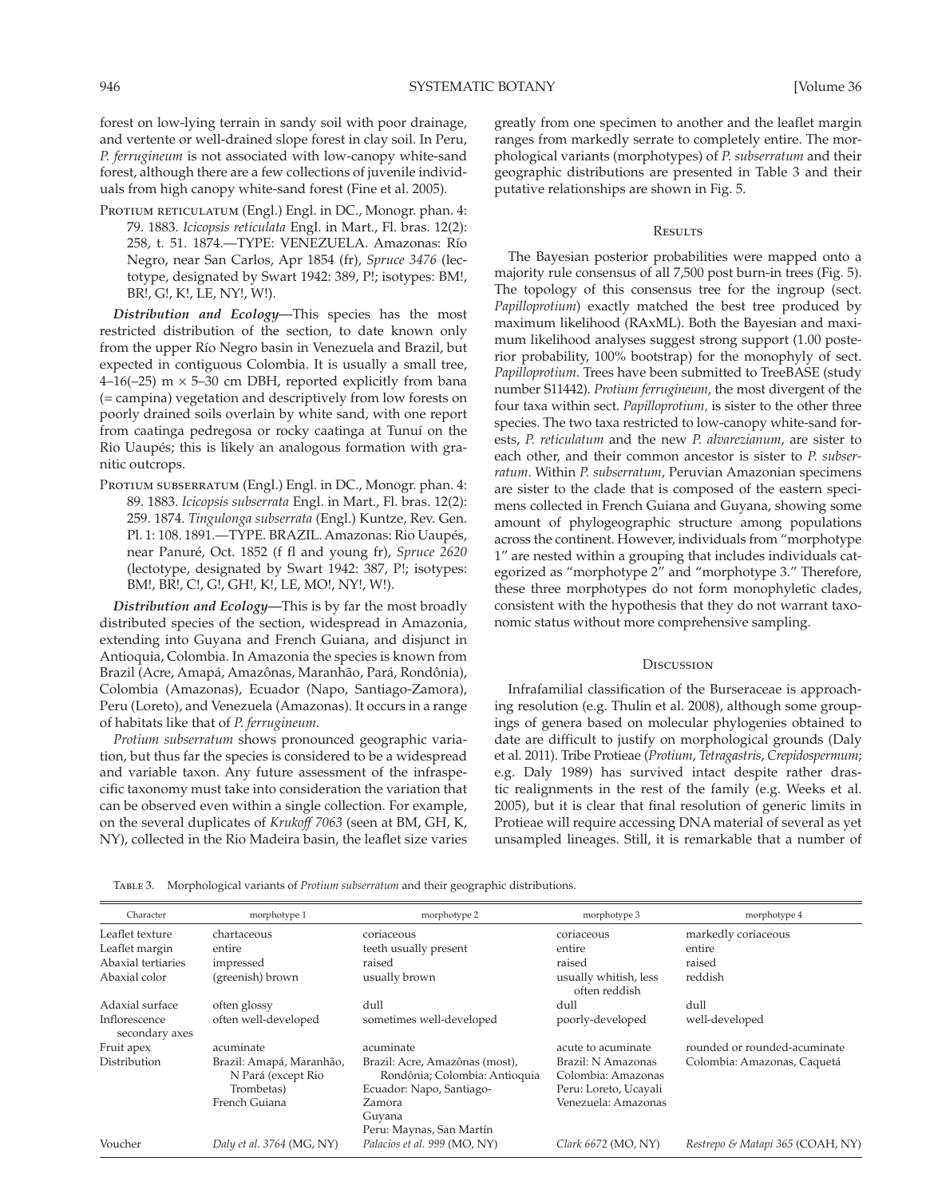forest on low-lying terrain in sandy soil with poor drainage, and vertente or well-drained slope forest in clay soil. In Peru, *P. ferrugineum* is not associated with low-canopy white-sand forest, although there are a few collections of juvenile individuals from high canopy white-sand forest (Fine et al. 2005).

Protium reticulatum (Engl.) Engl. in DC., Monogr. phan. 4: 79. 1883. *Icicopsis reticulata* Engl. in Mart., Fl. bras. 12(2): 258, t. 51. 1874.—TYPE: VENEZUELA. Amazonas: Río Negro, near San Carlos, Apr 1854 (fr), *Spruce 3476* (lectotype, designated by Swart 1942: 389, P!; isotypes: BM!, BR!, G!, K!, LE, NY!, W!).

***Distribution and Ecology*—**This species has the most restricted distribution of the section, to date known only from the upper Río Negro basin in Venezuela and Brazil, but expected in contiguous Colombia. It is usually a small tree, 4–16(–25) m × 5–30 cm DBH, reported explicitly from bana (= campina) vegetation and descriptively from low forests on poorly drained soils overlain by white sand, with one report from caatinga pedregosa or rocky caatinga at Tunuí on the Rio Uaupés; this is likely an analogous formation with granitic outcrops.

Protium subserratum (Engl.) Engl. in DC., Monogr. phan. 4: 89. 1883. *Icicopsis subserrata* Engl. in Mart., Fl. bras. 12(2): 259. 1874. *Tingulonga subserrata* (Engl.) Kuntze, Rev. Gen. Pl. 1: 108. 1891.—TYPE. BRAZIL. Amazonas: Rio Uaupés, near Panuré, Oct. 1852 (f fl and young fr), *Spruce 2620* (lectotype, designated by Swart 1942: 387, P!; isotypes: BM!, BR!, C!, G!, GH!, K!, LE, MO!, NY!, W!).

***Distribution and Ecology*—**This is by far the most broadly distributed species of the section, widespread in Amazonia, extending into Guyana and French Guiana, and disjunct in Antioquia, Colombia. In Amazonia the species is known from Brazil (Acre, Amapá, Amazônas, Maranhão, Pará, Rondônia), Colombia (Amazonas), Ecuador (Napo, Santiago-Zamora), Peru (Loreto), and Venezuela (Amazonas). It occurs in a range of habitats like that of *P. ferrugineum.*

*Protium subserratum* shows pronounced geographic variation, but thus far the species is considered to be a widespread and variable taxon. Any future assessment of the infraspecific taxonomy must take into consideration the variation that can be observed even within a single collection. For example, on the several duplicates of *Krukoff 7063* (seen at BM, GH, K, NY), collected in the Rio Madeira basin, the leaflet size varies greatly from one specimen to another and the leaflet margin ranges from markedly serrate to completely entire. The morphological variants (morphotypes) of *P. subserratum* and their geographic distributions are presented in Table 3 and their putative relationships are shown in Fig. 5.

## Results

The Bayesian posterior probabilities were mapped onto a majority rule consensus of all 7,500 post burn-in trees (Fig. 5). The topology of this consensus tree for the ingroup (sect. *Papilloprotium*) exactly matched the best tree produced by maximum likelihood (RAxML). Both the Bayesian and maximum likelihood analyses suggest strong support (1.00 posterior probability, 100% bootstrap) for the monophyly of sect. *Papilloprotium*. Trees have been submitted to TreeBASE (study number S11442). *Protium ferrugineum*, the most divergent of the four taxa within sect. *Papilloprotium,* is sister to the other three species. The two taxa restricted to low-canopy white-sand forests, *P. reticulatum* and the new *P. alvarezianum*, are sister to each other, and their common ancestor is sister to *P. subserratum.* Within *P. subserratum*, Peruvian Amazonian specimens are sister to the clade that is composed of the eastern specimens collected in French Guiana and Guyana, showing some amount of phylogeographic structure among populations across the continent. However, individuals from "morphotype 1" are nested within a grouping that includes individuals categorized as "morphotype 2" and "morphotype 3." Therefore, these three morphotypes do not form monophyletic clades, consistent with the hypothesis that they do not warrant taxonomic status without more comprehensive sampling.

## Discussion

Infrafamilial classification of the Burseraceae is approaching resolution (e.g. Thulin et al. 2008), although some groupings of genera based on molecular phylogenies obtained to date are difficult to justify on morphological grounds (Daly et al. 2011). Tribe Protieae (*Protium*, *Tetragastris*, *Crepidospermum*; e.g. Daly 1989) has survived intact despite rather drastic realignments in the rest of the family (e.g. Weeks et al. 2005), but it is clear that final resolution of generic limits in Protieae will require accessing DNA material of several as yet unsampled lineages. Still, it is remarkable that a number of

Table 3. Morphological variants of *Protium subserratum* and their geographic distributions.

| Character | morphotype 1 | morphotype 2 | morphotype 3 | morphotype 4 |
|---|---|---|---|---|
| Leaflet texture | chartaceous | coriaceous | coriaceous | markedly coriaceous |
| Leaflet margin | entire | teeth usually present | entire | entire |
| Abaxial tertiaries | impressed | raised | raised | raised |
| Abaxial color | (greenish) brown | usually brown | usually whitish, less often reddish | reddish |
| Adaxial surface | often glossy | dull | dull | dull |
| Inflorescence secondary axes | often well-developed | sometimes well-developed | poorly-developed | well-developed |
| Fruit apex | acuminate | acuminate | acute to acuminate | rounded or rounded-acuminate |
| Distribution | Brazil: Amapá, Maranhão, N Pará (except Rio Trombetas) French Guiana | Brazil: Acre, Amazônas (most), Rondônia; Colombia: Antioquia Ecuador: Napo, Santiago-Zamora Guyana Peru: Maynas, San Martín | Brazil: N Amazonas Colombia: Amazonas Peru: Loreto, Ucayali Venezuela: Amazonas | Colombia: Amazonas, Caquetá |
| Voucher | *Daly et al. 3764* (MG, NY) | *Palacios et al. 999* (MO, NY) | *Clark 6672* (MO, NY) | *Restrepo & Matapi 365* (COAH, NY) |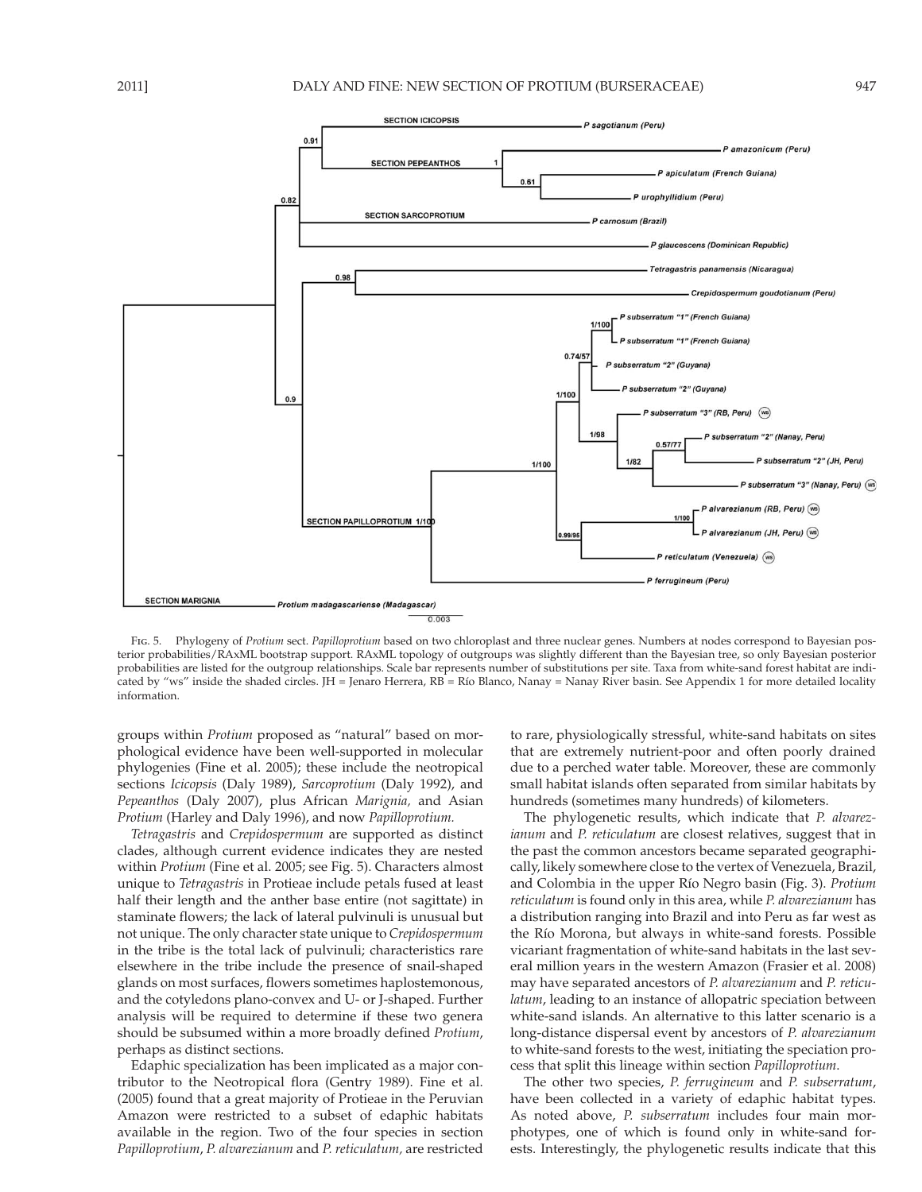SECTION ICICOPSIS

P sagotianum (Peru)

0.91

SECTION PEPEANTHOS

1

P amazonicum (Peru)

0.61

P apiculatum (French Guiana)

P urophyllidium (Peru)

0.82

SECTION SARCOPROTIUM

P carnosum (Brazil)

P glaucescens (Dominican Republic)

0.98

Tetragastris panamensis (Nicaragua)

Crepidospermum goudotianum (Peru)

1/100

P subserratum "1" (French Guiana)

P subserratum "1" (French Guiana)

0.74/57

P subserratum "2" (Guyana)

1/100

P subserratum "2" (Guyana)

0.9

P subserratum "3" (RB, Peru) ws

1/98

0.57/77

P subserratum "2" (Nanay, Peru)

1/100

1/82

P subserratum "2" (JH, Peru)

P subserratum "3" (Nanay, Peru) ws

1/100

P alvarezianum (RB, Peru) ws

SECTION PAPILLOPROTIUM 1/100

0.99/95

P alvarezianum (JH, Peru) ws

P reticulatum (Venezuela) ws

P ferrugineum (Peru)

SECTION MARIGNIA

Protium madagascariense (Madagascar)

0.003

Fig. 5. Phylogeny of *Protium* sect. *Papilloprotium* based on two chloroplast and three nuclear genes. Numbers at nodes correspond to Bayesian posterior probabilities/RAxML bootstrap support. RAxML topology of outgroups was slightly different than the Bayesian tree, so only Bayesian posterior probabilities are listed for the outgroup relationships. Scale bar represents number of substitutions per site. Taxa from white-sand forest habitat are indicated by "ws" inside the shaded circles. JH = Jenaro Herrera, RB = Río Blanco, Nanay = Nanay River basin. See Appendix 1 for more detailed locality information.

groups within *Protium* proposed as "natural" based on morphological evidence have been well-supported in molecular phylogenies (Fine et al. 2005); these include the neotropical sections *Icicopsis* (Daly 1989), *Sarcoprotium* (Daly 1992), and *Pepeanthos* (Daly 2007), plus African *Marignia,* and Asian *Protium* (Harley and Daly 1996), and now *Papilloprotium.*

*Tetragastris* and *Crepidospermum* are supported as distinct clades, although current evidence indicates they are nested within *Protium* (Fine et al. 2005; see Fig. 5). Characters almost unique to *Tetragastris* in Protieae include petals fused at least half their length and the anther base entire (not sagittate) in staminate flowers; the lack of lateral pulvinuli is unusual but not unique. The only character state unique to *Crepidospermum* in the tribe is the total lack of pulvinuli; characteristics rare elsewhere in the tribe include the presence of snail-shaped glands on most surfaces, flowers sometimes haplostemonous, and the cotyledons plano-convex and U- or J-shaped. Further analysis will be required to determine if these two genera should be subsumed within a more broadly defined *Protium*, perhaps as distinct sections.

Edaphic specialization has been implicated as a major contributor to the Neotropical flora (Gentry 1989). Fine et al. (2005) found that a great majority of Protieae in the Peruvian Amazon were restricted to a subset of edaphic habitats available in the region. Two of the four species in section *Papilloprotium*, *P. alvarezianum* and *P. reticulatum,* are restricted to rare, physiologically stressful, white-sand habitats on sites that are extremely nutrient-poor and often poorly drained due to a perched water table. Moreover, these are commonly small habitat islands often separated from similar habitats by hundreds (sometimes many hundreds) of kilometers.

The phylogenetic results, which indicate that *P. alvarezianum* and *P. reticulatum* are closest relatives, suggest that in the past the common ancestors became separated geographically, likely somewhere close to the vertex of Venezuela, Brazil, and Colombia in the upper Río Negro basin (Fig. 3). *Protium reticulatum* is found only in this area, while *P. alvarezianum* has a distribution ranging into Brazil and into Peru as far west as the Río Morona, but always in white-sand forests. Possible vicariant fragmentation of white-sand habitats in the last several million years in the western Amazon (Frasier et al. 2008) may have separated ancestors of *P. alvarezianum* and *P. reticulatum*, leading to an instance of allopatric speciation between white-sand islands. An alternative to this latter scenario is a long-distance dispersal event by ancestors of *P. alvarezianum* to white-sand forests to the west, initiating the speciation process that split this lineage within section *Papilloprotium*.

The other two species, *P. ferrugineum* and *P. subserratum*, have been collected in a variety of edaphic habitat types. As noted above, *P. subserratum* includes four main morphotypes, one of which is found only in white-sand forests. Interestingly, the phylogenetic results indicate that this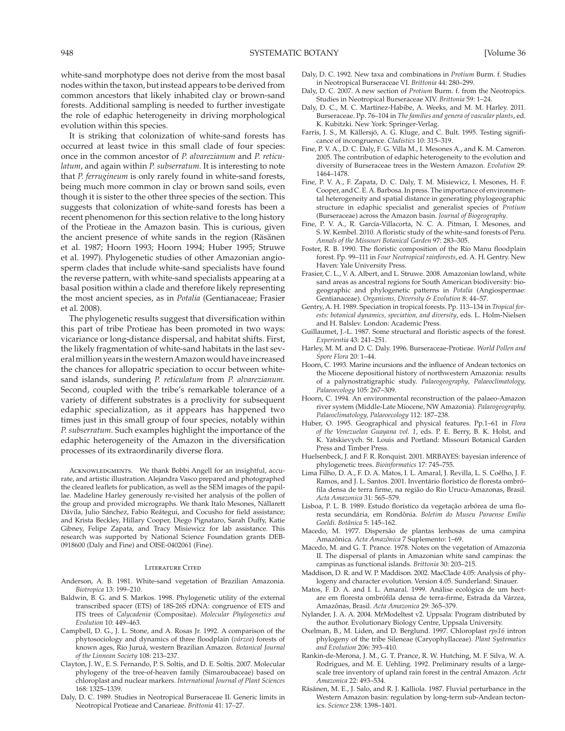white-sand morphotype does not derive from the most basal nodes within the taxon, but instead appears to be derived from common ancestors that likely inhabited clay or brown-sand forests. Additional sampling is needed to further investigate the role of edaphic heterogeneity in driving morphological evolution within this species.

It is striking that colonization of white-sand forests has occurred at least twice in this small clade of four species: once in the common ancestor of *P. alvarezianum* and *P. reticulatum*, and again within *P. subserratum*. It is interesting to note that *P. ferrugineum* is only rarely found in white-sand forests, being much more common in clay or brown sand soils, even though it is sister to the other three species of the section. This suggests that colonization of white-sand forests has been a recent phenomenon for this section relative to the long history of the Protieae in the Amazon basin. This is curious, given the ancient presence of white sands in the region (Räsänen et al. 1987; Hoorn 1993; Hoorn 1994; Huber 1995; Struwe et al. 1997). Phylogenetic studies of other Amazonian angiosperm clades that include white-sand specialists have found the reverse pattern, with white-sand specialists appearing at a basal position within a clade and therefore likely representing the most ancient species, as in *Potalia* (Gentianaceae; Frasier et al. 2008).

The phylogenetic results suggest that diversification within this part of tribe Protieae has been promoted in two ways: vicariance or long-distance dispersal, and habitat shifts. First, the likely fragmentation of white-sand habitats in the last several million years in the western Amazon would have increased the chances for allopatric speciation to occur between white-sand islands, sundering *P. reticulatum* from *P. alvarezianum.* Second, coupled with the tribe's remarkable tolerance of a variety of different substrates is a proclivity for subsequent edaphic specialization, as it appears has happened two times just in this small group of four species, notably within *P. subserratum*. Such examples highlight the importance of the edaphic heterogeneity of the Amazon in the diversification processes of its extraordinarily diverse flora.

Acknowledgments. We thank Bobbi Angell for an insightful, accurate, and artistic illustration. Alejandra Vasco prepared and photographed the cleared leaflets for publication, as well as the SEM images of the papillae. Madeline Harley generously re-visited her analysis of the pollen of the group and provided micrographs. We thank Italo Mesones, Nállarett Dávila, Julio Sánchez, Fabio Reátegui, and Cocusho for field assistance; and Krista Beckley, Hillary Cooper, Diego Pignataro, Sarah Duffy, Katie Gibney, Felipe Zapata, and Tracy Misiewicz for lab assistance. This research was supported by National Science Foundation grants DEB-0918600 (Daly and Fine) and OISE-0402061 (Fine).

## Literature Cited

Anderson, A. B. 1981. White-sand vegetation of Brazilian Amazonia. *Biotropica* 13: 199–210.

Baldwin, B. G. and S. Markos. 1998. Phylogenetic utility of the external transcribed spacer (ETS) of 18S-26S rDNA: congruence of ETS and ITS trees of *Calycadenia* (Compositae). *Molecular Phylogenetics and Evolution* 10: 449–463.

Campbell, D. G., J. L. Stone, and A. Rosas Jr. 1992. A comparison of the phytosociology and dynamics of three floodplain (*várzea*) forests of known ages, Rio Juruá, western Brazilian Amazon. *Botanical Journal of the Linnean Society* 108: 213–237.

Clayton, J. W., E. S. Fernando, P. S. Soltis, and D. E. Soltis. 2007. Molecular phylogeny of the tree-of-heaven family (Simaroubaceae) based on chloroplast and nuclear markers. *International Journal of Plant Sciences* 168: 1325–1339.

Daly, D. C. 1989. Studies in Neotropical Burseraceae II. Generic limits in Neotropical Protieae and Canarieae. *Brittonia* 41: 17–27.

Daly, D. C. 1992. New taxa and combinations in *Protium* Burm. f. Studies in Neotropical Burseraceae VI. *Brittonia* 44: 280–299.

Daly, D. C. 2007. A new section of *Protium* Burm. f. from the Neotropics. Studies in Neotropical Burseraceae XIV. *Brittonia* 59: 1–24.

Daly, D. C., M. C. Martínez-Habibe, A. Weeks, and M. M. Harley. 2011. Burseraceae. Pp. 76–104 in *The families and genera of vascular plants*, ed. K. Kubitzki. New York: Springer-Verlag.

Farris, J. S., M. Källersjö, A. G. Kluge, and C. Bult. 1995. Testing significance of incongruence. *Cladistics* 10: 315–319.

Fine, P. V. A., D. C. Daly, F. G. Villa M., I. Mesones A., and K. M. Cameron. 2005. The contribution of edaphic heterogeneity to the evolution and diversity of Burseraceae trees in the Western Amazon. *Evolution* 29: 1464–1478.

Fine, P. V. A., F. Zapata, D. C. Daly, T. M. Misiewicz, I. Mesones, H. F. Cooper, and C. E. A. Barbosa. In press. The importance of environmental heterogeneity and spatial distance in generating phylogeographic structure in edaphic specialist and generalist species of *Protium* (Burseraceae) across the Amazon basin. *Journal of Biogeography*.

Fine, P. V. A., R. García-Villacorta, N. C. A. Pitman, I. Mesones, and S. W. Kembel. 2010. A floristic study of the white-sand forests of Peru. *Annals of the Missouri Botanical Garden* 97: 283–305.

Foster, R. B. 1990. The floristic composition of the Río Manu floodplain forest. Pp. 99–111 in *Four Neotropical rainforests*, ed. A. H. Gentry. New Haven: Yale University Press.

Frasier, C. L., V. A. Albert, and L. Struwe. 2008. Amazonian lowland, white sand areas as ancestral regions for South American biodiversity: biogeographic and phylogenetic patterns in *Potalia* (Angiospermae: Gentianaceae). *Organisms, Diversity & Evolution* 8: 44–57.

Gentry, A. H. 1989. Speciation in tropical forests. Pp. 113–134 in *Tropical forests: botanical dynamics, speciation, and diversity*, eds. L. Holm-Nielsen and H. Balslev. London: Academic Press.

Guillaumet, J.-L. 1987. Some structural and floristic aspects of the forest. *Experientia* 43: 241–251.

Harley, M. M. and D. C. Daly. 1996. Burseraceae-Protieae. *World Pollen and Spore Flora* 20: 1–44.

Hoorn, C. 1993. Marine incursions and the influence of Andean tectonics on the Miocene depositional history of northwestern Amazonia: results of a palynostratigraphic study. *Palaeogeography, Palaeoclimatology, Palaeoecology* 105: 267–309.

Hoorn, C. 1994. An environmental reconstruction of the palaeo-Amazon river system (Middle-Late Miocene, NW Amazonia). *Palaeogeography, Palaeoclimatology, Palaeoecology* 112: 187–238.

Huber, O. 1995. Geographical and physical features. Pp.1–61 in *Flora of the Venezuelan Guayana vol. 1*, eds. P. E. Berry, B. K. Holst, and K. Yatskievych. St. Louis and Portland: Missouri Botanical Garden Press and Timber Press.

Huelsenbeck, J. and F. R. Ronquist. 2001. MRBAYES: bayesian inference of phylogenetic trees. *Bioinformatics* 17: 745–755.

Lima Filho, D. A., F. D. A. Matos, I. L. Amaral, J. Revilla, L. S. Coêlho, J. F. Ramos, and J. L. Santos. 2001. Inventário florístico de floresta ombrófila densa de terra firme, na região do Rio Urucu-Amazonas, Brasil. *Acta Amazonica* 31: 565–579.

Lisboa, P. L. B. 1989. Estudo florístico da vegetação arbórea de uma floresta secundária, em Rondônia. *Boletim do Museu Paraense Emílio Goeldi. Botânica* 5: 145–162.

Macedo, M. 1977. Dispersão de plantas lenhosas de uma campina Amazônica. *Acta Amazônica* 7 Suplemento: 1–69.

Macedo, M. and G. T. Prance. 1978. Notes on the vegetation of Amazonia II. The dispersal of plants in Amazonian white sand campinas: the campinas as functional islands. *Brittonia* 30: 203–215.

Maddison, D. R. and W. P. Maddison. 2002. MacClade 4.05: Analysis of phylogeny and character evolution. Version 4.05. Sunderland: Sinauer.

Matos, F. D. A. and I. L. Amaral. 1999. Análise ecológica de um hectare em floresta ombrófila densa de terra-firme, Estrada da Várzea, Amazônas, Brasil. *Acta Amazonica* 29: 365–379.

Nylander, J. A. A. 2004. MrModeltest v2. Uppsala: Program distributed by the author. Evolutionary Biology Centre, Uppsala University.

Oxelman, B., M. Liden, and D. Berglund. 1997. Chloroplast *rps16* intron phylogeny of the tribe Sileneae (Caryophyllaceae). *Plant Systematics and Evolution* 206: 393–410.

Rankin-de-Merona, J. M., G. T. Prance, R. W. Hutching, M. F. Silva, W. A. Rodrigues, and M. E. Uehling. 1992. Preliminary results of a large-scale tree inventory of upland rain forest in the central Amazon. *Acta Amazonica* 22: 493–534.

Räsänen, M. E., J. Salo, and R. J. Kalliola. 1987. Fluvial perturbance in the Western Amazon basin: regulation by long-term sub-Andean tectonics. *Science* 238: 1398–1401.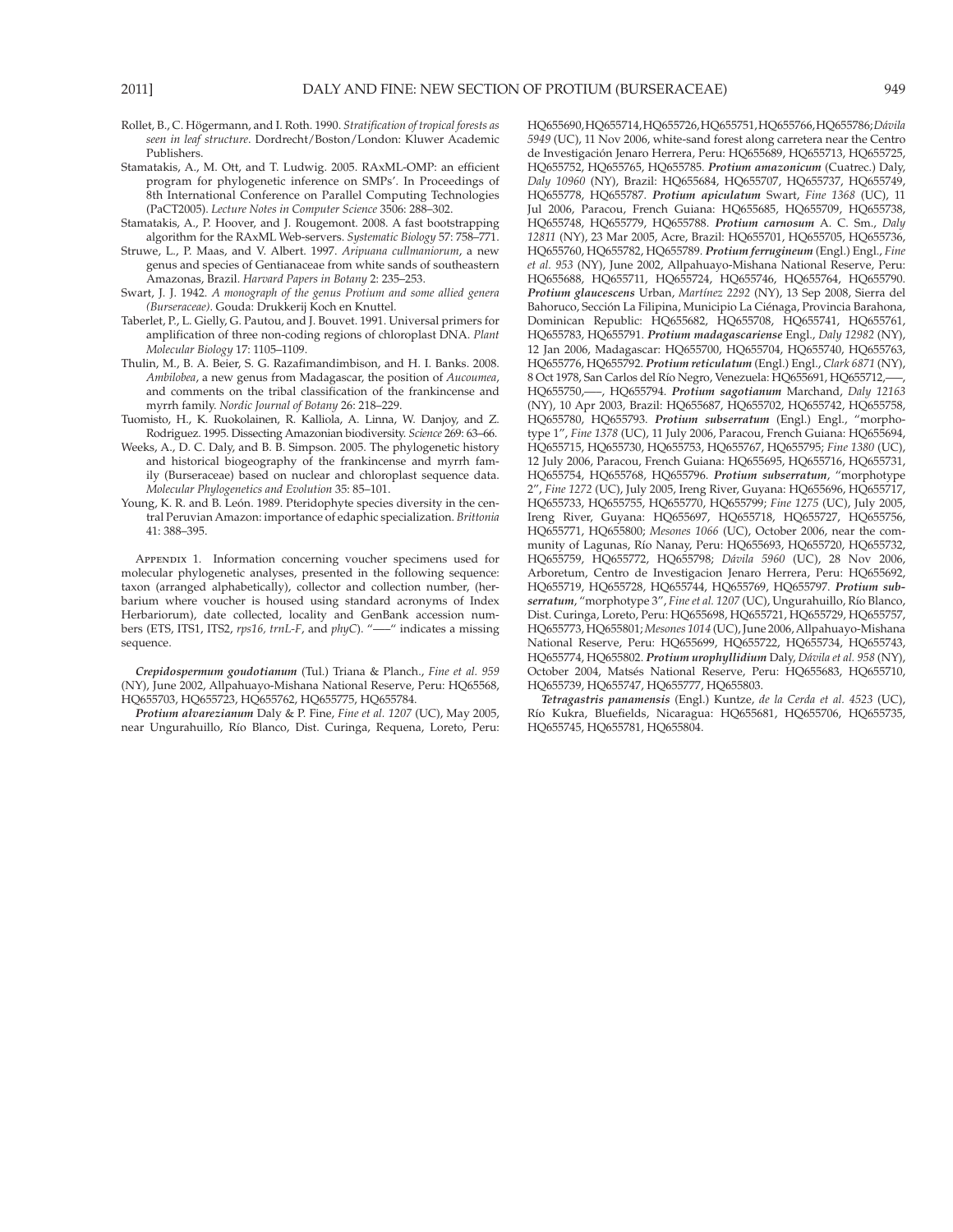Rollet, B., C. Högermann, and I. Roth. 1990. *Stratification of tropical forests as seen in leaf structure*. Dordrecht/Boston/London: Kluwer Academic Publishers.

Stamatakis, A., M. Ott, and T. Ludwig. 2005. RAxML-OMP: an efficient program for phylogenetic inference on SMPs'. In Proceedings of 8th International Conference on Parallel Computing Technologies (PaCT2005). *Lecture Notes in Computer Science* 3506: 288–302.

Stamatakis, A., P. Hoover, and J. Rougemont. 2008. A fast bootstrapping algorithm for the RAxML Web-servers. *Systematic Biology* 57: 758–771.

Struwe, L., P. Maas, and V. Albert. 1997. *Aripuana cullmaniorum*, a new genus and species of Gentianaceae from white sands of southeastern Amazonas, Brazil. *Harvard Papers in Botany* 2: 235–253.

Swart, J. J. 1942. *A monograph of the genus Protium and some allied genera (Burseraceae)*. Gouda: Drukkerij Koch en Knuttel.

Taberlet, P., L. Gielly, G. Pautou, and J. Bouvet. 1991. Universal primers for amplification of three non-coding regions of chloroplast DNA. *Plant Molecular Biology* 17: 1105–1109.

Thulin, M., B. A. Beier, S. G. Razafimandimbison, and H. I. Banks. 2008. *Ambilobea*, a new genus from Madagascar, the position of *Aucoumea*, and comments on the tribal classification of the frankincense and myrrh family. *Nordic Journal of Botany* 26: 218–229.

Tuomisto, H., K. Ruokolainen, R. Kalliola, A. Linna, W. Danjoy, and Z. Rodriguez. 1995. Dissecting Amazonian biodiversity. *Science* 269: 63–66.

Weeks, A., D. C. Daly, and B. B. Simpson. 2005. The phylogenetic history and historical biogeography of the frankincense and myrrh family (Burseraceae) based on nuclear and chloroplast sequence data. *Molecular Phylogenetics and Evolution* 35: 85–101.

Young, K. R. and B. León. 1989. Pteridophyte species diversity in the central Peruvian Amazon: importance of edaphic specialization. *Brittonia* 41: 388–395.

Appendix 1. Information concerning voucher specimens used for molecular phylogenetic analyses, presented in the following sequence: taxon (arranged alphabetically), collector and collection number, (herbarium where voucher is housed using standard acronyms of Index Herbariorum), date collected, locality and GenBank accession numbers (ETS, ITS1, ITS2, *rps16, trnL-F*, and *phyC*). "—" indicates a missing sequence.

***Crepidospermum goudotianum*** (Tul.) Triana & Planch., *Fine et al. 959* (NY), June 2002, Allpahuayo-Mishana National Reserve, Peru: HQ65568, HQ655703, HQ655723, HQ655762, HQ655775, HQ655784.

***Protium alvarezianum*** Daly & P. Fine, *Fine et al. 1207* (UC), May 2005, near Ungurahuillo, Río Blanco, Dist. Curinga, Requena, Loreto, Peru: HQ655690, HQ655714, HQ655726, HQ655751, HQ655766, HQ655786; *Dávila 5949* (UC), 11 Nov 2006, white-sand forest along carretera near the Centro de Investigación Jenaro Herrera, Peru: HQ655689, HQ655713, HQ655725, HQ655752, HQ655765, HQ655785. ***Protium amazonicum*** (Cuatrec.) Daly, *Daly 10960* (NY), Brazil: HQ655684, HQ655707, HQ655737, HQ655749, HQ655778, HQ655787. ***Protium apiculatum*** Swart, *Fine 1368* (UC), 11 Jul 2006, Paracou, French Guiana: HQ655685, HQ655709, HQ655738, HQ655748, HQ655779, HQ655788. ***Protium carnosum*** A. C. Sm., *Daly 12811* (NY), 23 Mar 2005, Acre, Brazil: HQ655701, HQ655705, HQ655736, HQ655760, HQ655782, HQ655789. ***Protium ferrugineum*** (Engl.) Engl., *Fine et al. 953* (NY), June 2002, Allpahuayo-Mishana National Reserve, Peru: HQ655688, HQ655711, HQ655724, HQ655746, HQ655764, HQ655790. ***Protium glaucescens*** Urban, *Martínez 2292* (NY), 13 Sep 2008, Sierra del Bahoruco, Sección La Filipina, Municipio La Ciénaga, Provincia Barahona, Dominican Republic: HQ655682, HQ655708, HQ655741, HQ655761, HQ655783, HQ655791. ***Protium madagascariense*** Engl., *Daly 12982* (NY), 12 Jan 2006, Madagascar: HQ655700, HQ655704, HQ655740, HQ655763, HQ655776, HQ655792. ***Protium reticulatum*** (Engl.) Engl., *Clark 6871* (NY), 8 Oct 1978, San Carlos del Río Negro, Venezuela: HQ655691, HQ655712, —, HQ655750, —, HQ655794. ***Protium sagotianum*** Marchand, *Daly 12163* (NY), 10 Apr 2003, Brazil: HQ655687, HQ655702, HQ655742, HQ655758, HQ655780, HQ655793. ***Protium subserratum*** (Engl.) Engl., "morphotype 1", *Fine 1378* (UC), 11 July 2006, Paracou, French Guiana: HQ655694, HQ655715, HQ655730, HQ655753, HQ655767, HQ655795; *Fine 1380* (UC), 12 July 2006, Paracou, French Guiana: HQ655695, HQ655716, HQ655731, HQ655754, HQ655768, HQ655796. ***Protium subserratum***, "morphotype 2", *Fine 1272* (UC), July 2005, Ireng River, Guyana: HQ655696, HQ655717, HQ655733, HQ655755, HQ655770, HQ655799; *Fine 1275* (UC), July 2005, Ireng River, Guyana: HQ655697, HQ655718, HQ655727, HQ655756, HQ655771, HQ655800; *Mesones 1066* (UC), October 2006, near the community of Lagunas, Río Nanay, Peru: HQ655693, HQ655720, HQ655732, HQ655759, HQ655772, HQ655798; *Dávila 5960* (UC), 28 Nov 2006, Arboretum, Centro de Investigacion Jenaro Herrera, Peru: HQ655692, HQ655719, HQ655728, HQ655744, HQ655769, HQ655797. ***Protium subserratum***, "morphotype 3", *Fine et al. 1207* (UC), Ungurahuillo, Río Blanco, Dist. Curinga, Loreto, Peru: HQ655698, HQ655721, HQ655729, HQ655757, HQ655773, HQ655801; *Mesones 1014* (UC), June 2006, Allpahuayo-Mishana National Reserve, Peru: HQ655699, HQ655722, HQ655734, HQ655743, HQ655774, HQ655802. ***Protium urophyllidium*** Daly, *Dávila et al. 958* (NY), October 2004, Matsés National Reserve, Peru: HQ655683, HQ655710, HQ655739, HQ655747, HQ655777, HQ655803.

***Tetragastris panamensis*** (Engl.) Kuntze, *de la Cerda et al. 4523* (UC), Río Kukra, Bluefields, Nicaragua: HQ655681, HQ655706, HQ655735, HQ655745, HQ655781, HQ655804.